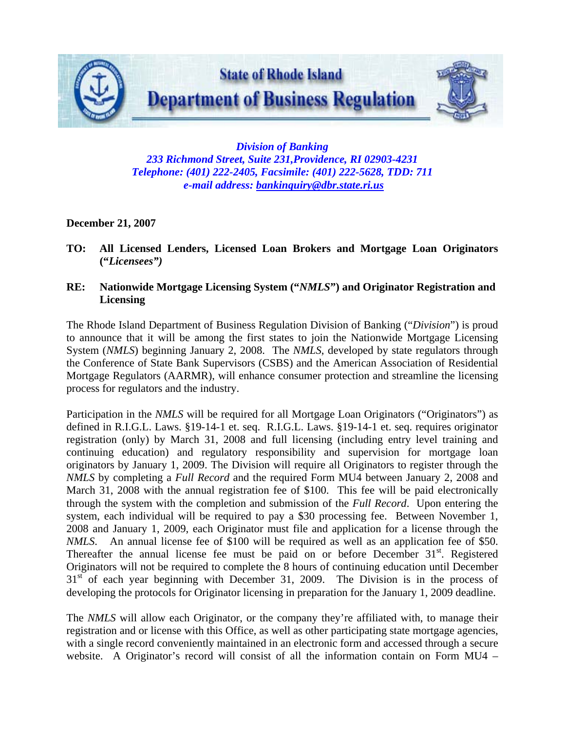# State of Rhode Island
# Department of Business Regulation

*Division of Banking*
*233 Richmond Street, Suite 231,Providence, RI 02903-4231*
*Telephone: (401) 222-2405, Facsimile: (401) 222-5628, TDD: 711*
*e-mail address: bankinquiry@dbr.state.ri.us*

**December 21, 2007**

**TO: All Licensed Lenders, Licensed Loan Brokers and Mortgage Loan Originators ("*Licensees")***

**RE: Nationwide Mortgage Licensing System ("*NMLS*") and Originator Registration and Licensing**

The Rhode Island Department of Business Regulation Division of Banking ("*Division*") is proud to announce that it will be among the first states to join the Nationwide Mortgage Licensing System (*NMLS*) beginning January 2, 2008. The *NMLS*, developed by state regulators through the Conference of State Bank Supervisors (CSBS) and the American Association of Residential Mortgage Regulators (AARMR), will enhance consumer protection and streamline the licensing process for regulators and the industry.

Participation in the *NMLS* will be required for all Mortgage Loan Originators ("Originators") as defined in R.I.G.L. Laws. §19-14-1 et. seq. R.I.G.L. Laws. §19-14-1 et. seq. requires originator registration (only) by March 31, 2008 and full licensing (including entry level training and continuing education) and regulatory responsibility and supervision for mortgage loan originators by January 1, 2009. The Division will require all Originators to register through the *NMLS* by completing a *Full Record* and the required Form MU4 between January 2, 2008 and March 31, 2008 with the annual registration fee of $100. This fee will be paid electronically through the system with the completion and submission of the *Full Record*. Upon entering the system, each individual will be required to pay a $30 processing fee. Between November 1, 2008 and January 1, 2009, each Originator must file and application for a license through the *NMLS*. An annual license fee of $100 will be required as well as an application fee of $50. Thereafter the annual license fee must be paid on or before December 31st. Registered Originators will not be required to complete the 8 hours of continuing education until December 31st of each year beginning with December 31, 2009. The Division is in the process of developing the protocols for Originator licensing in preparation for the January 1, 2009 deadline.

The *NMLS* will allow each Originator, or the company they're affiliated with, to manage their registration and or license with this Office, as well as other participating state mortgage agencies, with a single record conveniently maintained in an electronic form and accessed through a secure website. A Originator's record will consist of all the information contain on Form MU4 –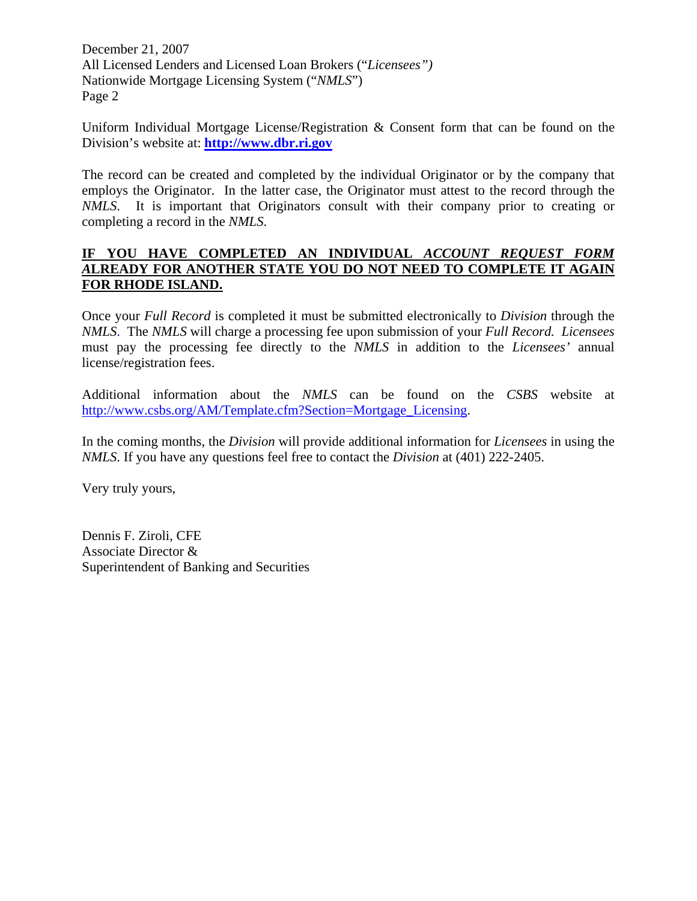Uniform Individual Mortgage License/Registration & Consent form that can be found on the Division's website at: **http://www.dbr.ri.gov**

The record can be created and completed by the individual Originator or by the company that employs the Originator. In the latter case, the Originator must attest to the record through the *NMLS*. It is important that Originators consult with their company prior to creating or completing a record in the *NMLS*.

**IF YOU HAVE COMPLETED AN INDIVIDUAL *ACCOUNT REQUEST FORM* ALREADY FOR ANOTHER STATE YOU DO NOT NEED TO COMPLETE IT AGAIN FOR RHODE ISLAND.**

Once your *Full Record* is completed it must be submitted electronically to *Division* through the *NMLS*. The *NMLS* will charge a processing fee upon submission of your *Full Record. Licensees* must pay the processing fee directly to the *NMLS* in addition to the *Licensees'* annual license/registration fees.

Additional information about the *NMLS* can be found on the *CSBS* website at http://www.csbs.org/AM/Template.cfm?Section=Mortgage_Licensing.

In the coming months, the *Division* will provide additional information for *Licensees* in using the *NMLS*. If you have any questions feel free to contact the *Division* at (401) 222-2405.

Very truly yours,

Dennis F. Ziroli, CFE
Associate Director &
Superintendent of Banking and Securities